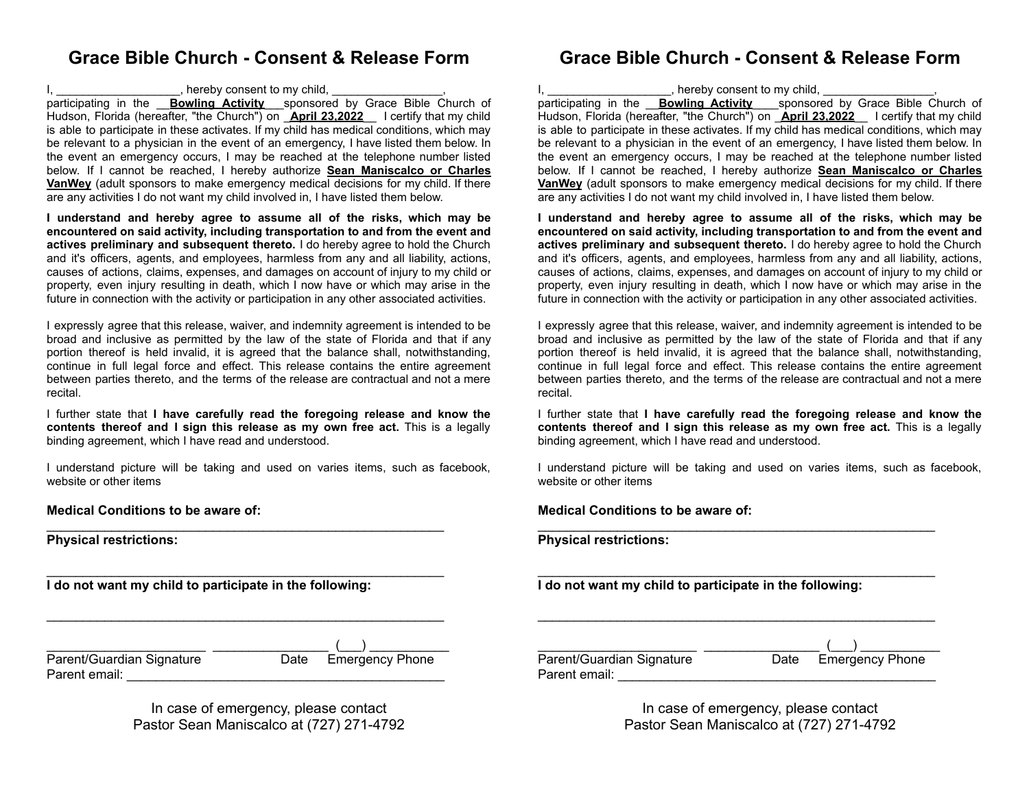# Grace Bible Church - Consent & Release Form

I, ___________________, hereby consent to my child, _________________, participating in the __**Bowling Activity**___sponsored by Grace Bible Church of Hudson, Florida (hereafter, "the Church") on _**April 23,2022**__ I certify that my child is able to participate in these activates. If my child has medical conditions, which may be relevant to a physician in the event of an emergency, I have listed them below. In the event an emergency occurs, I may be reached at the telephone number listed below. If I cannot be reached, I hereby authorize **Sean Maniscalco or Charles VanWey** (adult sponsors to make emergency medical decisions for my child. If there are any activities I do not want my child involved in, I have listed them below.

**I understand and hereby agree to assume all of the risks, which may be encountered on said activity, including transportation to and from the event and actives preliminary and subsequent thereto.** I do hereby agree to hold the Church and it's officers, agents, and employees, harmless from any and all liability, actions, causes of actions, claims, expenses, and damages on account of injury to my child or property, even injury resulting in death, which I now have or which may arise in the future in connection with the activity or participation in any other associated activities.

I expressly agree that this release, waiver, and indemnity agreement is intended to be broad and inclusive as permitted by the law of the state of Florida and that if any portion thereof is held invalid, it is agreed that the balance shall, notwithstanding, continue in full legal force and effect. This release contains the entire agreement between parties thereto, and the terms of the release are contractual and not a mere recital.

I further state that **I have carefully read the foregoing release and know the contents thereof and I sign this release as my own free act.** This is a legally binding agreement, which I have read and understood.

I understand picture will be taking and used on varies items, such as facebook, website or other items

**Medical Conditions to be aware of:**

___________________________________________________________

**Physical restrictions:**

___________________________________________________________

**I do not want my child to participate in the following:**

___________________________________________________________

_______________________ ________________ (___) ___________

Parent/Guardian Signature Date Emergency Phone

Parent email: _____________________________________________

In case of emergency, please contact
Pastor Sean Maniscalco at (727) 271-4792

# Grace Bible Church - Consent & Release Form

I, ___________________, hereby consent to my child, _________________, participating in the __**Bowling Activity**___sponsored by Grace Bible Church of Hudson, Florida (hereafter, "the Church") on _**April 23,2022**__ I certify that my child is able to participate in these activates. If my child has medical conditions, which may be relevant to a physician in the event of an emergency, I have listed them below. In the event an emergency occurs, I may be reached at the telephone number listed below. If I cannot be reached, I hereby authorize **Sean Maniscalco or Charles VanWey** (adult sponsors to make emergency medical decisions for my child. If there are any activities I do not want my child involved in, I have listed them below.

**I understand and hereby agree to assume all of the risks, which may be encountered on said activity, including transportation to and from the event and actives preliminary and subsequent thereto.** I do hereby agree to hold the Church and it's officers, agents, and employees, harmless from any and all liability, actions, causes of actions, claims, expenses, and damages on account of injury to my child or property, even injury resulting in death, which I now have or which may arise in the future in connection with the activity or participation in any other associated activities.

I expressly agree that this release, waiver, and indemnity agreement is intended to be broad and inclusive as permitted by the law of the state of Florida and that if any portion thereof is held invalid, it is agreed that the balance shall, notwithstanding, continue in full legal force and effect. This release contains the entire agreement between parties thereto, and the terms of the release are contractual and not a mere recital.

I further state that **I have carefully read the foregoing release and know the contents thereof and I sign this release as my own free act.** This is a legally binding agreement, which I have read and understood.

I understand picture will be taking and used on varies items, such as facebook, website or other items

**Medical Conditions to be aware of:**

___________________________________________________________

**Physical restrictions:**

___________________________________________________________

**I do not want my child to participate in the following:**

___________________________________________________________

_______________________ ________________ (___) ___________

Parent/Guardian Signature Date Emergency Phone

Parent email: _____________________________________________

In case of emergency, please contact
Pastor Sean Maniscalco at (727) 271-4792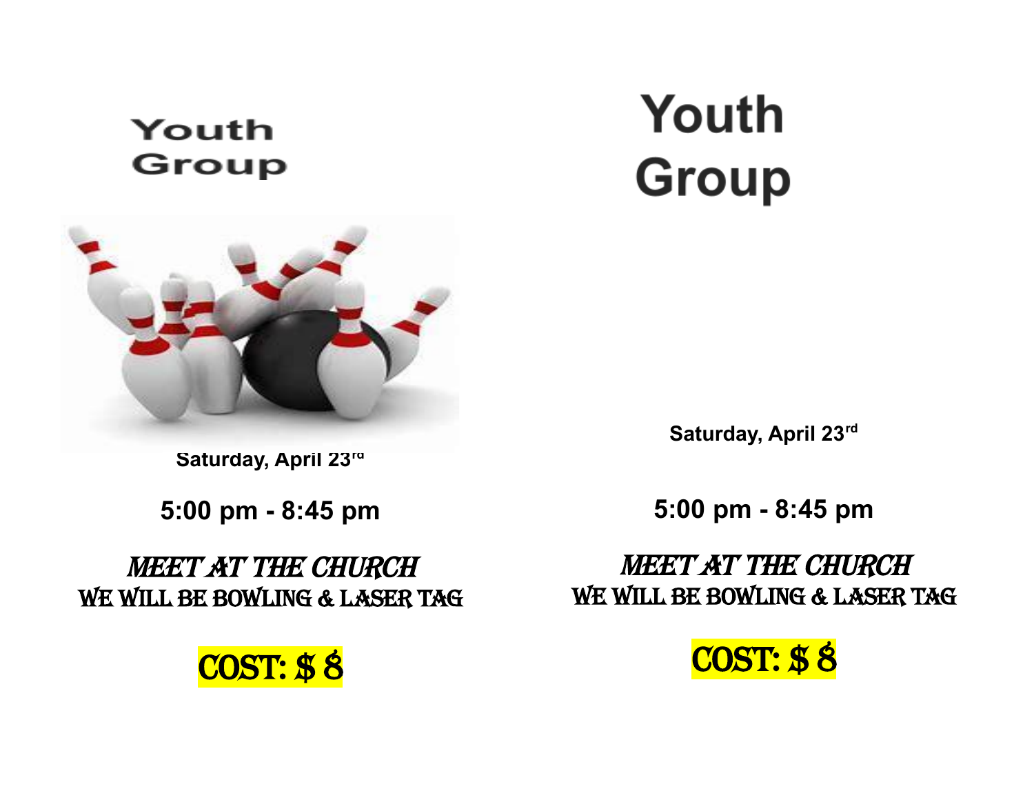# Youth Group

Saturday, April 23rd

**5:00 pm - 8:45 pm**

*MEET AT THE CHURCH*

WE WILL BE BOWLING & LASER TAG

COST: $ 8

# Youth Group

Saturday, April 23rd

**5:00 pm - 8:45 pm**

*MEET AT THE CHURCH*

WE WILL BE BOWLING & LASER TAG

COST: $ 8